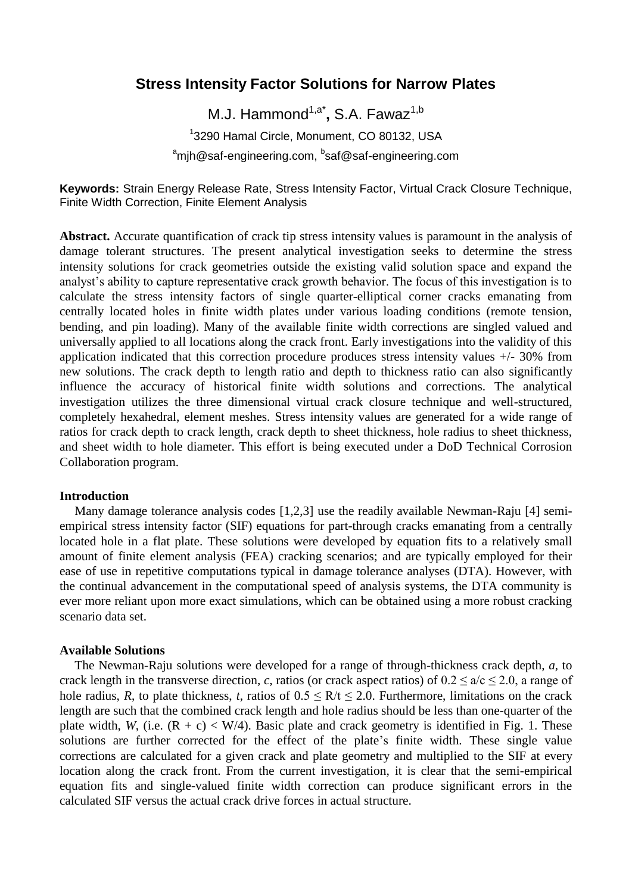# Stress Intensity Factor Solutions for Narrow Plates

M.J. Hammond[1,a*], S.A. Fawaz[1,b]

[1]3290 Hamal Circle, Monument, CO 80132, USA

[a]mjh@saf-engineering.com, [b]saf@saf-engineering.com

**Keywords:** Strain Energy Release Rate, Stress Intensity Factor, Virtual Crack Closure Technique, Finite Width Correction, Finite Element Analysis

**Abstract.** Accurate quantification of crack tip stress intensity values is paramount in the analysis of damage tolerant structures. The present analytical investigation seeks to determine the stress intensity solutions for crack geometries outside the existing valid solution space and expand the analyst's ability to capture representative crack growth behavior. The focus of this investigation is to calculate the stress intensity factors of single quarter-elliptical corner cracks emanating from centrally located holes in finite width plates under various loading conditions (remote tension, bending, and pin loading). Many of the available finite width corrections are singled valued and universally applied to all locations along the crack front. Early investigations into the validity of this application indicated that this correction procedure produces stress intensity values +/- 30% from new solutions. The crack depth to length ratio and depth to thickness ratio can also significantly influence the accuracy of historical finite width solutions and corrections. The analytical investigation utilizes the three dimensional virtual crack closure technique and well-structured, completely hexahedral, element meshes. Stress intensity values are generated for a wide range of ratios for crack depth to crack length, crack depth to sheet thickness, hole radius to sheet thickness, and sheet width to hole diameter. This effort is being executed under a DoD Technical Corrosion Collaboration program.

## Introduction

Many damage tolerance analysis codes [1,2,3] use the readily available Newman-Raju [4] semi-empirical stress intensity factor (SIF) equations for part-through cracks emanating from a centrally located hole in a flat plate. These solutions were developed by equation fits to a relatively small amount of finite element analysis (FEA) cracking scenarios; and are typically employed for their ease of use in repetitive computations typical in damage tolerance analyses (DTA). However, with the continual advancement in the computational speed of analysis systems, the DTA community is ever more reliant upon more exact simulations, which can be obtained using a more robust cracking scenario data set.

## Available Solutions

The Newman-Raju solutions were developed for a range of through-thickness crack depth, $a$, to crack length in the transverse direction, $c$, ratios (or crack aspect ratios) of $0.2 \leq a/c \leq 2.0$, a range of hole radius, $R$, to plate thickness, $t$, ratios of $0.5 \leq R/t \leq 2.0$. Furthermore, limitations on the crack length are such that the combined crack length and hole radius should be less than one-quarter of the plate width, $W$, (i.e. $(R + c) < W/4$). Basic plate and crack geometry is identified in Fig. 1. These solutions are further corrected for the effect of the plate's finite width. These single value corrections are calculated for a given crack and plate geometry and multiplied to the SIF at every location along the crack front. From the current investigation, it is clear that the semi-empirical equation fits and single-valued finite width correction can produce significant errors in the calculated SIF versus the actual crack drive forces in actual structure.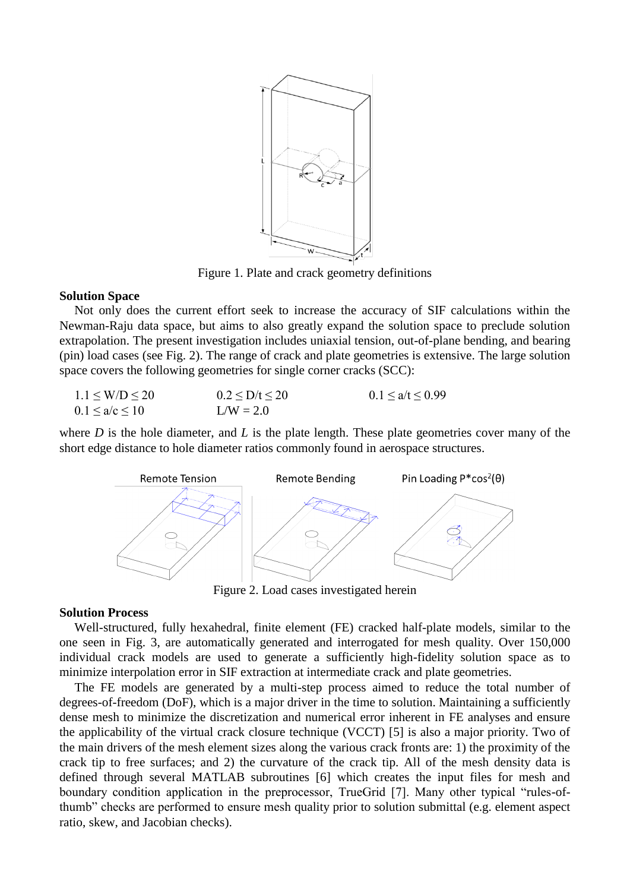Figure 1. Plate and crack geometry definitions

**Solution Space**

Not only does the current effort seek to increase the accuracy of SIF calculations within the Newman-Raju data space, but aims to also greatly expand the solution space to preclude solution extrapolation. The present investigation includes uniaxial tension, out-of-plane bending, and bearing (pin) load cases (see Fig. 2). The range of crack and plate geometries is extensive. The large solution space covers the following geometries for single corner cracks (SCC):

$1.1 \leq W/D \leq 20$ $\quad$ $0.2 \leq D/t \leq 20$ $\quad$ $0.1 \leq a/t \leq 0.99$

$0.1 \leq a/c \leq 10$ $\quad$ $L/W = 2.0$

where *D* is the hole diameter, and *L* is the plate length. These plate geometries cover many of the short edge distance to hole diameter ratios commonly found in aerospace structures.

Figure 2. Load cases investigated herein

**Solution Process**

Well-structured, fully hexahedral, finite element (FE) cracked half-plate models, similar to the one seen in Fig. 3, are automatically generated and interrogated for mesh quality. Over 150,000 individual crack models are used to generate a sufficiently high-fidelity solution space as to minimize interpolation error in SIF extraction at intermediate crack and plate geometries.

The FE models are generated by a multi-step process aimed to reduce the total number of degrees-of-freedom (DoF), which is a major driver in the time to solution. Maintaining a sufficiently dense mesh to minimize the discretization and numerical error inherent in FE analyses and ensure the applicability of the virtual crack closure technique (VCCT) [5] is also a major priority. Two of the main drivers of the mesh element sizes along the various crack fronts are: 1) the proximity of the crack tip to free surfaces; and 2) the curvature of the crack tip. All of the mesh density data is defined through several MATLAB subroutines [6] which creates the input files for mesh and boundary condition application in the preprocessor, TrueGrid [7]. Many other typical "rules-of-thumb" checks are performed to ensure mesh quality prior to solution submittal (e.g. element aspect ratio, skew, and Jacobian checks).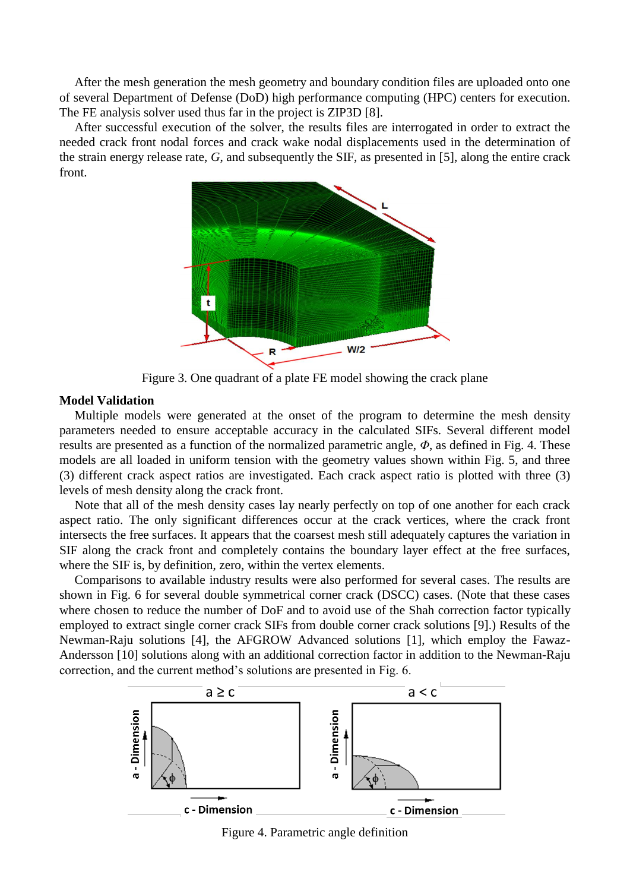After the mesh generation the mesh geometry and boundary condition files are uploaded onto one of several Department of Defense (DoD) high performance computing (HPC) centers for execution. The FE analysis solver used thus far in the project is ZIP3D [8].

After successful execution of the solver, the results files are interrogated in order to extract the needed crack front nodal forces and crack wake nodal displacements used in the determination of the strain energy release rate, *G*, and subsequently the SIF, as presented in [5], along the entire crack front.

Figure 3. One quadrant of a plate FE model showing the crack plane

**Model Validation**

Multiple models were generated at the onset of the program to determine the mesh density parameters needed to ensure acceptable accuracy in the calculated SIFs. Several different model results are presented as a function of the normalized parametric angle, $\Phi$, as defined in Fig. 4. These models are all loaded in uniform tension with the geometry values shown within Fig. 5, and three (3) different crack aspect ratios are investigated. Each crack aspect ratio is plotted with three (3) levels of mesh density along the crack front.

Note that all of the mesh density cases lay nearly perfectly on top of one another for each crack aspect ratio. The only significant differences occur at the crack vertices, where the crack front intersects the free surfaces. It appears that the coarsest mesh still adequately captures the variation in SIF along the crack front and completely contains the boundary layer effect at the free surfaces, where the SIF is, by definition, zero, within the vertex elements.

Comparisons to available industry results were also performed for several cases. The results are shown in Fig. 6 for several double symmetrical corner crack (DSCC) cases. (Note that these cases where chosen to reduce the number of DoF and to avoid use of the Shah correction factor typically employed to extract single corner crack SIFs from double corner crack solutions [9].) Results of the Newman-Raju solutions [4], the AFGROW Advanced solutions [1], which employ the Fawaz-Andersson [10] solutions along with an additional correction factor in addition to the Newman-Raju correction, and the current method's solutions are presented in Fig. 6.

Figure 4. Parametric angle definition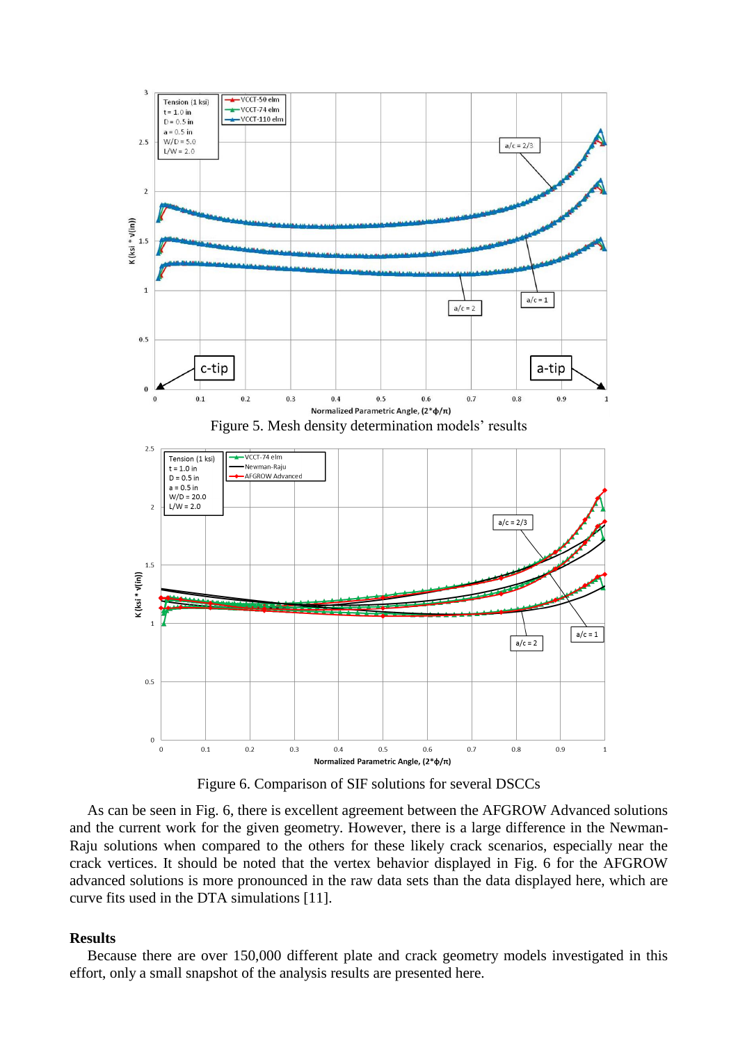Figure 5. Mesh density determination models' results

Figure 6. Comparison of SIF solutions for several DSCCs

As can be seen in Fig. 6, there is excellent agreement between the AFGROW Advanced solutions and the current work for the given geometry. However, there is a large difference in the Newman-Raju solutions when compared to the others for these likely crack scenarios, especially near the crack vertices. It should be noted that the vertex behavior displayed in Fig. 6 for the AFGROW advanced solutions is more pronounced in the raw data sets than the data displayed here, which are curve fits used in the DTA simulations [11].

## Results

Because there are over 150,000 different plate and crack geometry models investigated in this effort, only a small snapshot of the analysis results are presented here.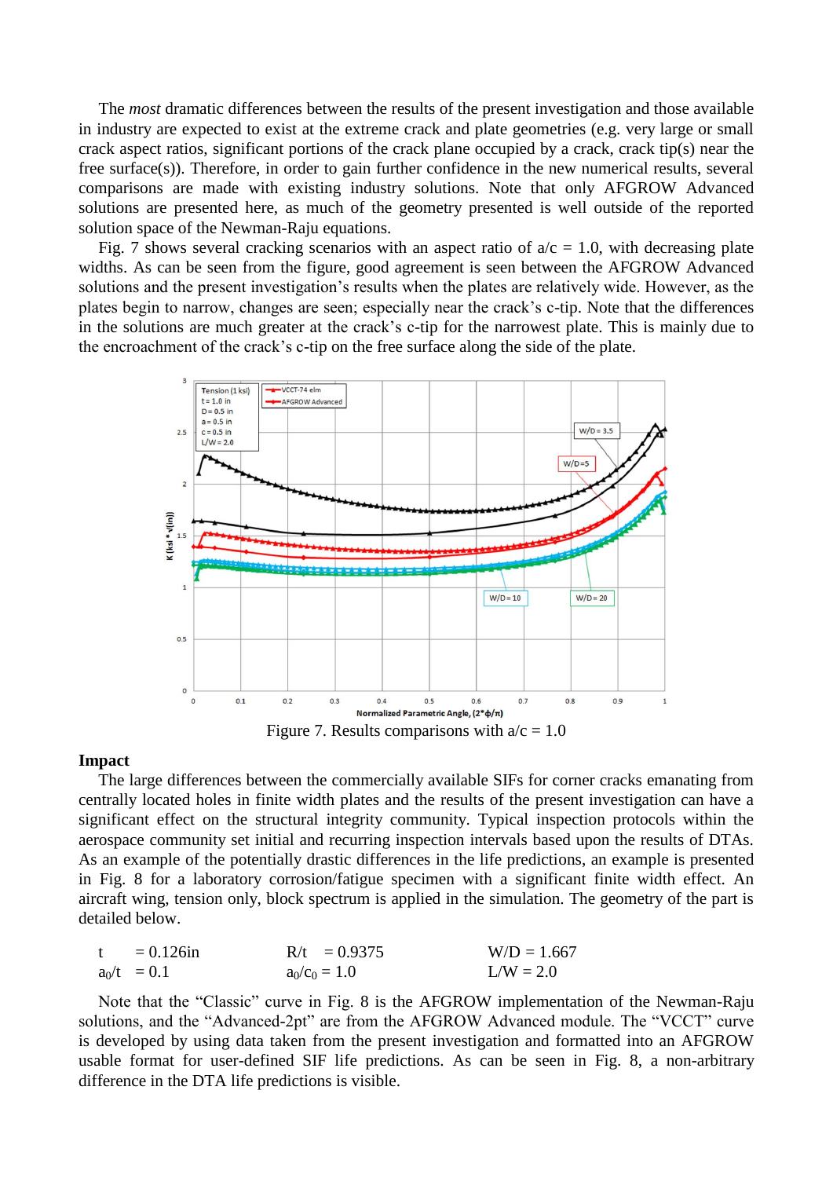The *most* dramatic differences between the results of the present investigation and those available in industry are expected to exist at the extreme crack and plate geometries (e.g. very large or small crack aspect ratios, significant portions of the crack plane occupied by a crack, crack tip(s) near the free surface(s)). Therefore, in order to gain further confidence in the new numerical results, several comparisons are made with existing industry solutions. Note that only AFGROW Advanced solutions are presented here, as much of the geometry presented is well outside of the reported solution space of the Newman-Raju equations.

Fig. 7 shows several cracking scenarios with an aspect ratio of a/c = 1.0, with decreasing plate widths. As can be seen from the figure, good agreement is seen between the AFGROW Advanced solutions and the present investigation's results when the plates are relatively wide. However, as the plates begin to narrow, changes are seen; especially near the crack's c-tip. Note that the differences in the solutions are much greater at the crack's c-tip for the narrowest plate. This is mainly due to the encroachment of the crack's c-tip on the free surface along the side of the plate.

Figure 7. Results comparisons with a/c = 1.0

**Impact**

The large differences between the commercially available SIFs for corner cracks emanating from centrally located holes in finite width plates and the results of the present investigation can have a significant effect on the structural integrity community. Typical inspection protocols within the aerospace community set initial and recurring inspection intervals based upon the results of DTAs. As an example of the potentially drastic differences in the life predictions, an example is presented in Fig. 8 for a laboratory corrosion/fatigue specimen with a significant finite width effect. An aircraft wing, tension only, block spectrum is applied in the simulation. The geometry of the part is detailed below.

| | | |
|---|---|---|
| t = 0.126in | R/t = 0.9375 | W/D = 1.667 |
| $a_0$/t = 0.1 | $a_0/c_0$ = 1.0 | L/W = 2.0 |

Note that the "Classic" curve in Fig. 8 is the AFGROW implementation of the Newman-Raju solutions, and the "Advanced-2pt" are from the AFGROW Advanced module. The "VCCT" curve is developed by using data taken from the present investigation and formatted into an AFGROW usable format for user-defined SIF life predictions. As can be seen in Fig. 8, a non-arbitrary difference in the DTA life predictions is visible.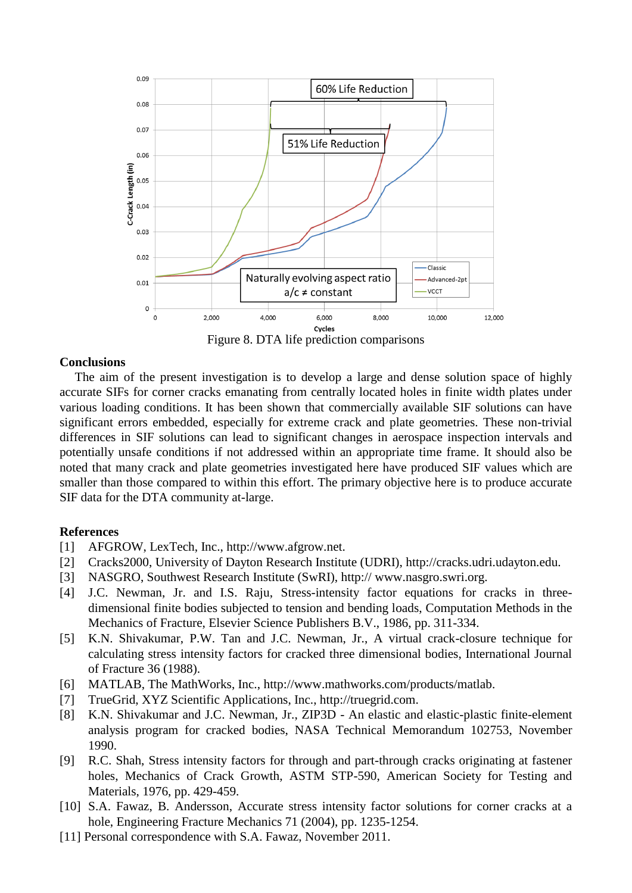0.09
0.08
0.07
0.06
0.05
0.04
0.03
0.02
0.01
0

C-Crack Length (in)

0
2,000
4,000
6,000
8,000
10,000
12,000

Cycles

60% Life Reduction

51% Life Reduction

Naturally evolving aspect ratio
a/c ≠ constant

Classic
Advanced-2pt
VCCT

Figure 8. DTA life prediction comparisons

## Conclusions

The aim of the present investigation is to develop a large and dense solution space of highly accurate SIFs for corner cracks emanating from centrally located holes in finite width plates under various loading conditions. It has been shown that commercially available SIF solutions can have significant errors embedded, especially for extreme crack and plate geometries. These non-trivial differences in SIF solutions can lead to significant changes in aerospace inspection intervals and potentially unsafe conditions if not addressed within an appropriate time frame. It should also be noted that many crack and plate geometries investigated here have produced SIF values which are smaller than those compared to within this effort. The primary objective here is to produce accurate SIF data for the DTA community at-large.

## References

[1] AFGROW, LexTech, Inc., http://www.afgrow.net.

[2] Cracks2000, University of Dayton Research Institute (UDRI), http://cracks.udri.udayton.edu.

[3] NASGRO, Southwest Research Institute (SwRI), http:// www.nasgro.swri.org.

[4] J.C. Newman, Jr. and I.S. Raju, Stress-intensity factor equations for cracks in three-dimensional finite bodies subjected to tension and bending loads, Computation Methods in the Mechanics of Fracture, Elsevier Science Publishers B.V., 1986, pp. 311-334.

[5] K.N. Shivakumar, P.W. Tan and J.C. Newman, Jr., A virtual crack-closure technique for calculating stress intensity factors for cracked three dimensional bodies, International Journal of Fracture 36 (1988).

[6] MATLAB, The MathWorks, Inc., http://www.mathworks.com/products/matlab.

[7] TrueGrid, XYZ Scientific Applications, Inc., http://truegrid.com.

[8] K.N. Shivakumar and J.C. Newman, Jr., ZIP3D - An elastic and elastic-plastic finite-element analysis program for cracked bodies, NASA Technical Memorandum 102753, November 1990.

[9] R.C. Shah, Stress intensity factors for through and part-through cracks originating at fastener holes, Mechanics of Crack Growth, ASTM STP-590, American Society for Testing and Materials, 1976, pp. 429-459.

[10] S.A. Fawaz, B. Andersson, Accurate stress intensity factor solutions for corner cracks at a hole, Engineering Fracture Mechanics 71 (2004), pp. 1235-1254.

[11] Personal correspondence with S.A. Fawaz, November 2011.